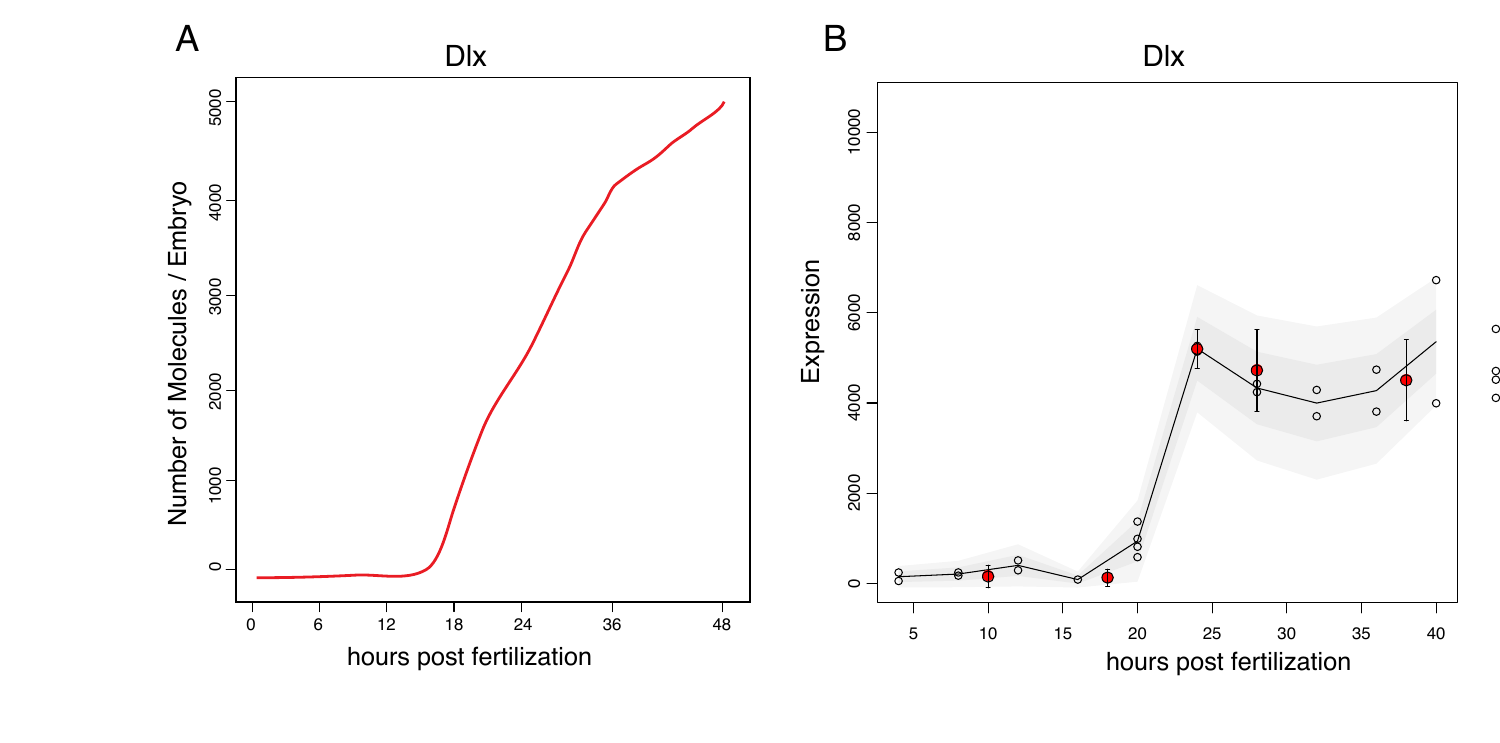A

Dlx

Number of Molecules / Embryo

hours post fertilization

B

Dlx

Expression

hours post fertilization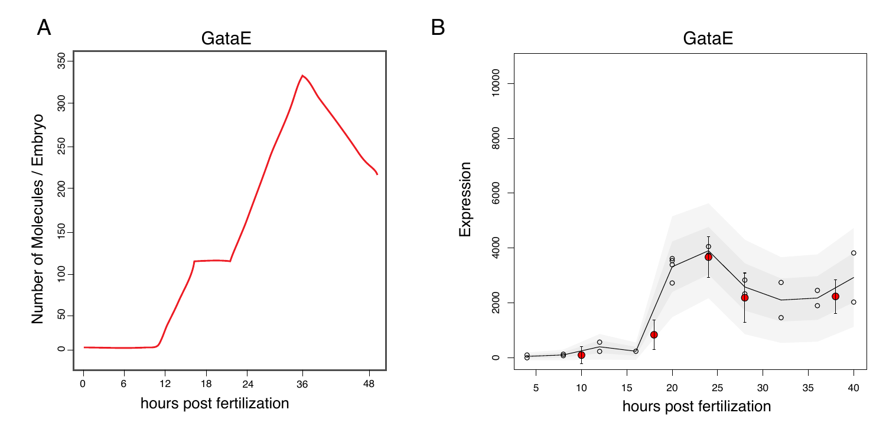A

GataE

Number of Molecules / Embryo

hours post fertilization

B

GataE

Expression

hours post fertilization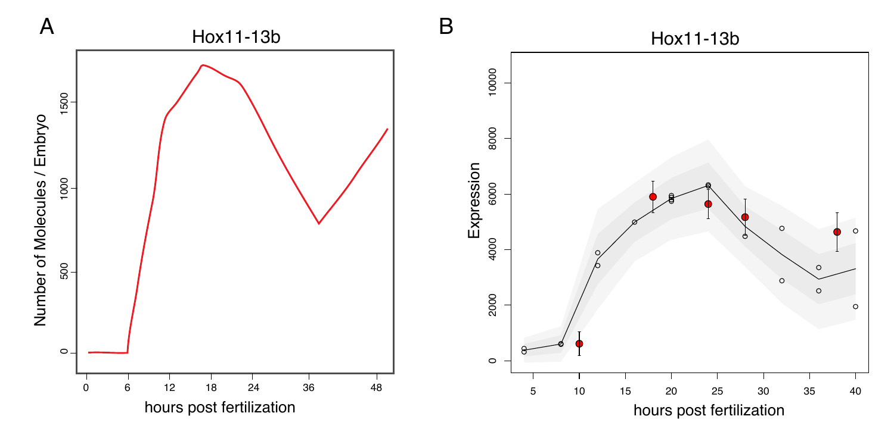A

Hox11-13b

Number of Molecules / Embryo

hours post fertilization

B

Hox11-13b

Expression

hours post fertilization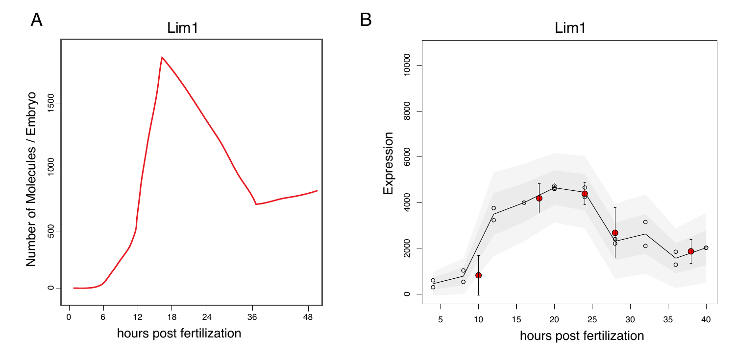A

Lim1

Number of Molecules / Embryo

hours post fertilization

B

Lim1

Expression

hours post fertilization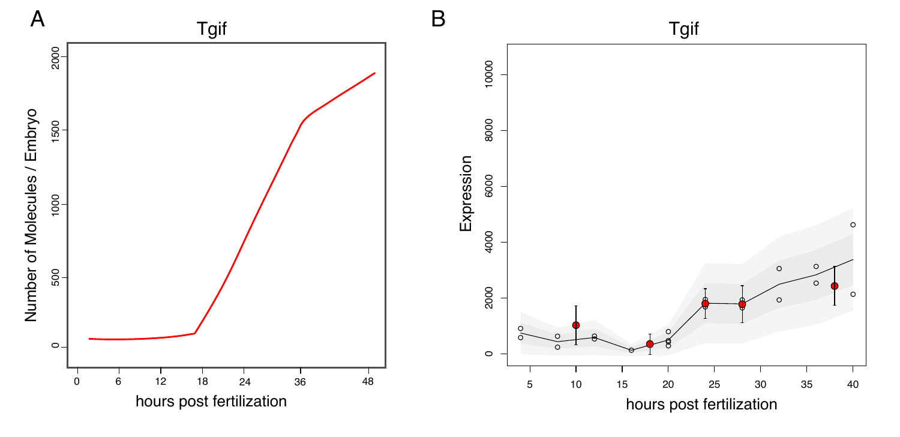A

Tgif

Number of Molecules / Embryo

0
500
1000
1500
2000

hours post fertilization

0
6
12
18
24
36
48

B

Tgif

Expression

0
2000
4000
6000
8000
10000

hours post fertilization

5
10
15
20
25
30
35
40